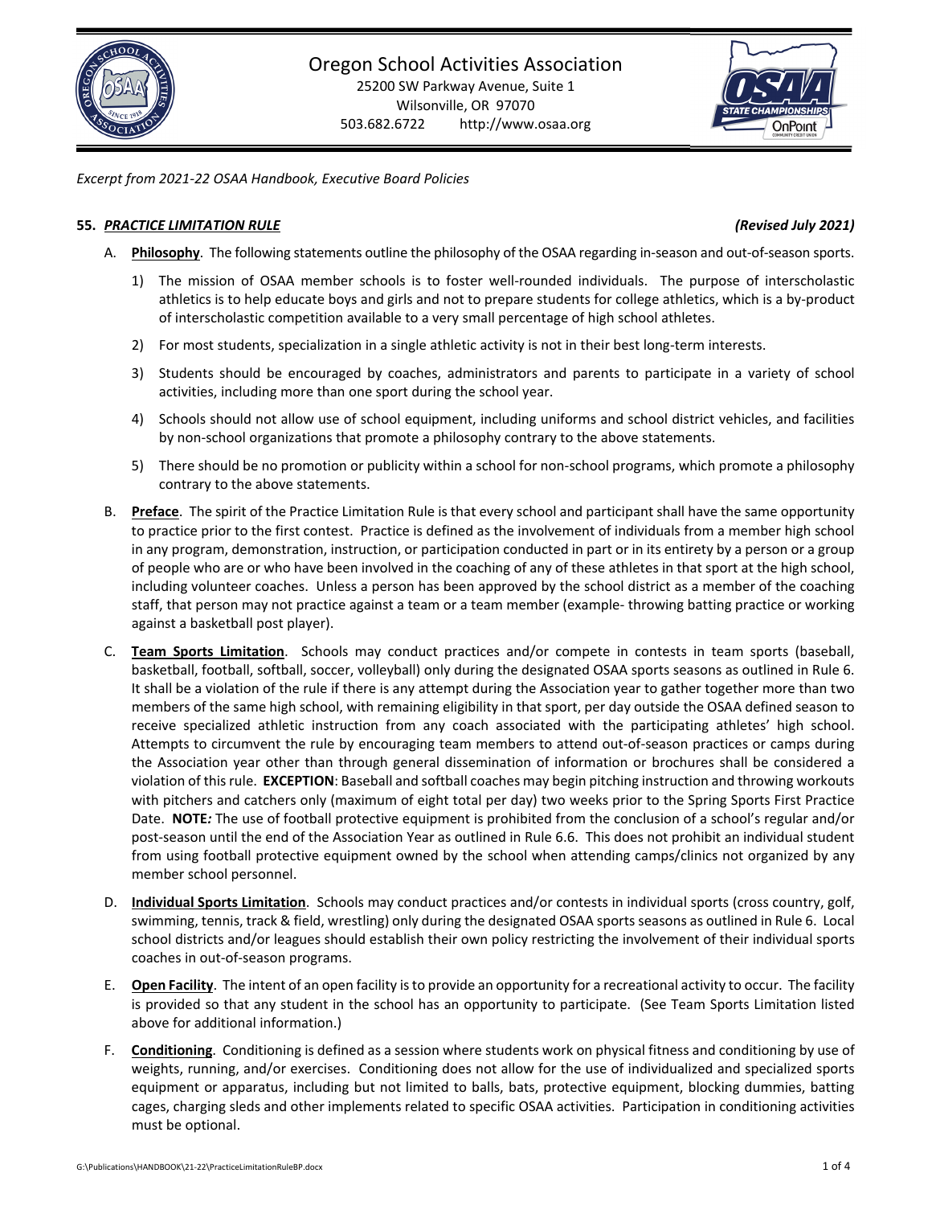# Oregon School Activities Association

25200 SW Parkway Avenue, Suite 1
Wilsonville, OR 97070
503.682.6722 http://www.osaa.org

*Excerpt from 2021-22 OSAA Handbook, Executive Board Policies*

## 55. ***PRACTICE LIMITATION RULE*** ***(Revised July 2021)***

A. **Philosophy**. The following statements outline the philosophy of the OSAA regarding in-season and out-of-season sports.

1) The mission of OSAA member schools is to foster well-rounded individuals. The purpose of interscholastic athletics is to help educate boys and girls and not to prepare students for college athletics, which is a by-product of interscholastic competition available to a very small percentage of high school athletes.

2) For most students, specialization in a single athletic activity is not in their best long-term interests.

3) Students should be encouraged by coaches, administrators and parents to participate in a variety of school activities, including more than one sport during the school year.

4) Schools should not allow use of school equipment, including uniforms and school district vehicles, and facilities by non-school organizations that promote a philosophy contrary to the above statements.

5) There should be no promotion or publicity within a school for non-school programs, which promote a philosophy contrary to the above statements.

B. **Preface**. The spirit of the Practice Limitation Rule is that every school and participant shall have the same opportunity to practice prior to the first contest. Practice is defined as the involvement of individuals from a member high school in any program, demonstration, instruction, or participation conducted in part or in its entirety by a person or a group of people who are or who have been involved in the coaching of any of these athletes in that sport at the high school, including volunteer coaches. Unless a person has been approved by the school district as a member of the coaching staff, that person may not practice against a team or a team member (example- throwing batting practice or working against a basketball post player).

C. **Team Sports Limitation**. Schools may conduct practices and/or compete in contests in team sports (baseball, basketball, football, softball, soccer, volleyball) only during the designated OSAA sports seasons as outlined in Rule 6. It shall be a violation of the rule if there is any attempt during the Association year to gather together more than two members of the same high school, with remaining eligibility in that sport, per day outside the OSAA defined season to receive specialized athletic instruction from any coach associated with the participating athletes' high school. Attempts to circumvent the rule by encouraging team members to attend out-of-season practices or camps during the Association year other than through general dissemination of information or brochures shall be considered a violation of this rule. **EXCEPTION**: Baseball and softball coaches may begin pitching instruction and throwing workouts with pitchers and catchers only (maximum of eight total per day) two weeks prior to the Spring Sports First Practice Date. **NOTE*:*** The use of football protective equipment is prohibited from the conclusion of a school's regular and/or post-season until the end of the Association Year as outlined in Rule 6.6. This does not prohibit an individual student from using football protective equipment owned by the school when attending camps/clinics not organized by any member school personnel.

D. **Individual Sports Limitation**. Schools may conduct practices and/or contests in individual sports (cross country, golf, swimming, tennis, track & field, wrestling) only during the designated OSAA sports seasons as outlined in Rule 6. Local school districts and/or leagues should establish their own policy restricting the involvement of their individual sports coaches in out-of-season programs.

E. **Open Facility**. The intent of an open facility is to provide an opportunity for a recreational activity to occur. The facility is provided so that any student in the school has an opportunity to participate. (See Team Sports Limitation listed above for additional information.)

F. **Conditioning**. Conditioning is defined as a session where students work on physical fitness and conditioning by use of weights, running, and/or exercises. Conditioning does not allow for the use of individualized and specialized sports equipment or apparatus, including but not limited to balls, bats, protective equipment, blocking dummies, batting cages, charging sleds and other implements related to specific OSAA activities. Participation in conditioning activities must be optional.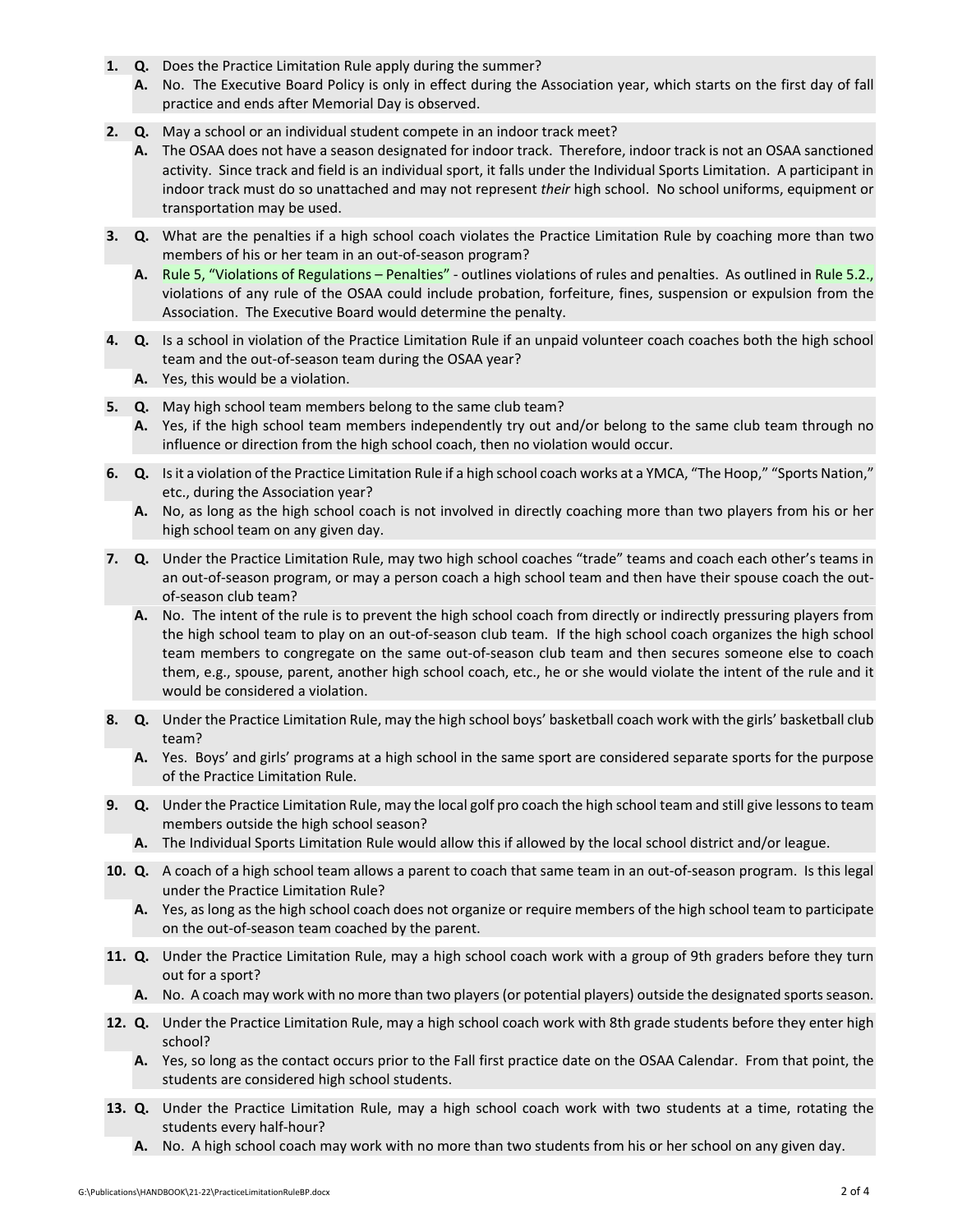1. **Q.** Does the Practice Limitation Rule apply during the summer?
   **A.** No. The Executive Board Policy is only in effect during the Association year, which starts on the first day of fall practice and ends after Memorial Day is observed.

2. **Q.** May a school or an individual student compete in an indoor track meet?
   **A.** The OSAA does not have a season designated for indoor track. Therefore, indoor track is not an OSAA sanctioned activity. Since track and field is an individual sport, it falls under the Individual Sports Limitation. A participant in indoor track must do so unattached and may not represent *their* high school. No school uniforms, equipment or transportation may be used.

3. **Q.** What are the penalties if a high school coach violates the Practice Limitation Rule by coaching more than two members of his or her team in an out-of-season program?
   **A.** Rule 5, "Violations of Regulations – Penalties" - outlines violations of rules and penalties. As outlined in Rule 5.2., violations of any rule of the OSAA could include probation, forfeiture, fines, suspension or expulsion from the Association. The Executive Board would determine the penalty.

4. **Q.** Is a school in violation of the Practice Limitation Rule if an unpaid volunteer coach coaches both the high school team and the out-of-season team during the OSAA year?
   **A.** Yes, this would be a violation.

5. **Q.** May high school team members belong to the same club team?
   **A.** Yes, if the high school team members independently try out and/or belong to the same club team through no influence or direction from the high school coach, then no violation would occur.

6. **Q.** Is it a violation of the Practice Limitation Rule if a high school coach works at a YMCA, "The Hoop," "Sports Nation," etc., during the Association year?
   **A.** No, as long as the high school coach is not involved in directly coaching more than two players from his or her high school team on any given day.

7. **Q.** Under the Practice Limitation Rule, may two high school coaches "trade" teams and coach each other's teams in an out-of-season program, or may a person coach a high school team and then have their spouse coach the out-of-season club team?
   **A.** No. The intent of the rule is to prevent the high school coach from directly or indirectly pressuring players from the high school team to play on an out-of-season club team. If the high school coach organizes the high school team members to congregate on the same out-of-season club team and then secures someone else to coach them, e.g., spouse, parent, another high school coach, etc., he or she would violate the intent of the rule and it would be considered a violation.

8. **Q.** Under the Practice Limitation Rule, may the high school boys' basketball coach work with the girls' basketball club team?
   **A.** Yes. Boys' and girls' programs at a high school in the same sport are considered separate sports for the purpose of the Practice Limitation Rule.

9. **Q.** Under the Practice Limitation Rule, may the local golf pro coach the high school team and still give lessons to team members outside the high school season?
   **A.** The Individual Sports Limitation Rule would allow this if allowed by the local school district and/or league.

10. **Q.** A coach of a high school team allows a parent to coach that same team in an out-of-season program. Is this legal under the Practice Limitation Rule?
    **A.** Yes, as long as the high school coach does not organize or require members of the high school team to participate on the out-of-season team coached by the parent.

11. **Q.** Under the Practice Limitation Rule, may a high school coach work with a group of 9th graders before they turn out for a sport?
    **A.** No. A coach may work with no more than two players (or potential players) outside the designated sports season.

12. **Q.** Under the Practice Limitation Rule, may a high school coach work with 8th grade students before they enter high school?
    **A.** Yes, so long as the contact occurs prior to the Fall first practice date on the OSAA Calendar. From that point, the students are considered high school students.

13. **Q.** Under the Practice Limitation Rule, may a high school coach work with two students at a time, rotating the students every half-hour?
    **A.** No. A high school coach may work with no more than two students from his or her school on any given day.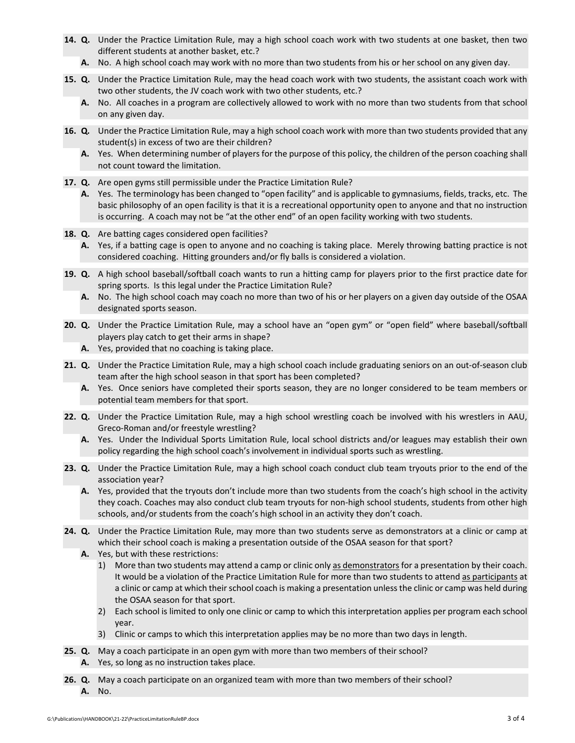**14. Q.** Under the Practice Limitation Rule, may a high school coach work with two students at one basket, then two different students at another basket, etc.?

**A.** No. A high school coach may work with no more than two students from his or her school on any given day.

**15. Q.** Under the Practice Limitation Rule, may the head coach work with two students, the assistant coach work with two other students, the JV coach work with two other students, etc.?

**A.** No. All coaches in a program are collectively allowed to work with no more than two students from that school on any given day.

**16. Q.** Under the Practice Limitation Rule, may a high school coach work with more than two students provided that any student(s) in excess of two are their children?

**A.** Yes. When determining number of players for the purpose of this policy, the children of the person coaching shall not count toward the limitation.

**17. Q.** Are open gyms still permissible under the Practice Limitation Rule?

**A.** Yes. The terminology has been changed to "open facility" and is applicable to gymnasiums, fields, tracks, etc. The basic philosophy of an open facility is that it is a recreational opportunity open to anyone and that no instruction is occurring. A coach may not be "at the other end" of an open facility working with two students.

**18. Q.** Are batting cages considered open facilities?

**A.** Yes, if a batting cage is open to anyone and no coaching is taking place. Merely throwing batting practice is not considered coaching. Hitting grounders and/or fly balls is considered a violation.

**19. Q.** A high school baseball/softball coach wants to run a hitting camp for players prior to the first practice date for spring sports. Is this legal under the Practice Limitation Rule?

**A.** No. The high school coach may coach no more than two of his or her players on a given day outside of the OSAA designated sports season.

**20. Q.** Under the Practice Limitation Rule, may a school have an "open gym" or "open field" where baseball/softball players play catch to get their arms in shape?

**A.** Yes, provided that no coaching is taking place.

**21. Q.** Under the Practice Limitation Rule, may a high school coach include graduating seniors on an out-of-season club team after the high school season in that sport has been completed?

**A.** Yes. Once seniors have completed their sports season, they are no longer considered to be team members or potential team members for that sport.

**22. Q.** Under the Practice Limitation Rule, may a high school wrestling coach be involved with his wrestlers in AAU, Greco-Roman and/or freestyle wrestling?

**A.** Yes. Under the Individual Sports Limitation Rule, local school districts and/or leagues may establish their own policy regarding the high school coach's involvement in individual sports such as wrestling.

**23. Q.** Under the Practice Limitation Rule, may a high school coach conduct club team tryouts prior to the end of the association year?

**A.** Yes, provided that the tryouts don't include more than two students from the coach's high school in the activity they coach. Coaches may also conduct club team tryouts for non-high school students, students from other high schools, and/or students from the coach's high school in an activity they don't coach.

**24. Q.** Under the Practice Limitation Rule, may more than two students serve as demonstrators at a clinic or camp at which their school coach is making a presentation outside of the OSAA season for that sport?

**A.** Yes, but with these restrictions:

1) More than two students may attend a camp or clinic only <u>as demonstrators</u> for a presentation by their coach. It would be a violation of the Practice Limitation Rule for more than two students to attend <u>as participants</u> at a clinic or camp at which their school coach is making a presentation unless the clinic or camp was held during the OSAA season for that sport.
2) Each school is limited to only one clinic or camp to which this interpretation applies per program each school year.
3) Clinic or camps to which this interpretation applies may be no more than two days in length.

**25. Q.** May a coach participate in an open gym with more than two members of their school?

**A.** Yes, so long as no instruction takes place.

**26. Q.** May a coach participate on an organized team with more than two members of their school?

**A.** No.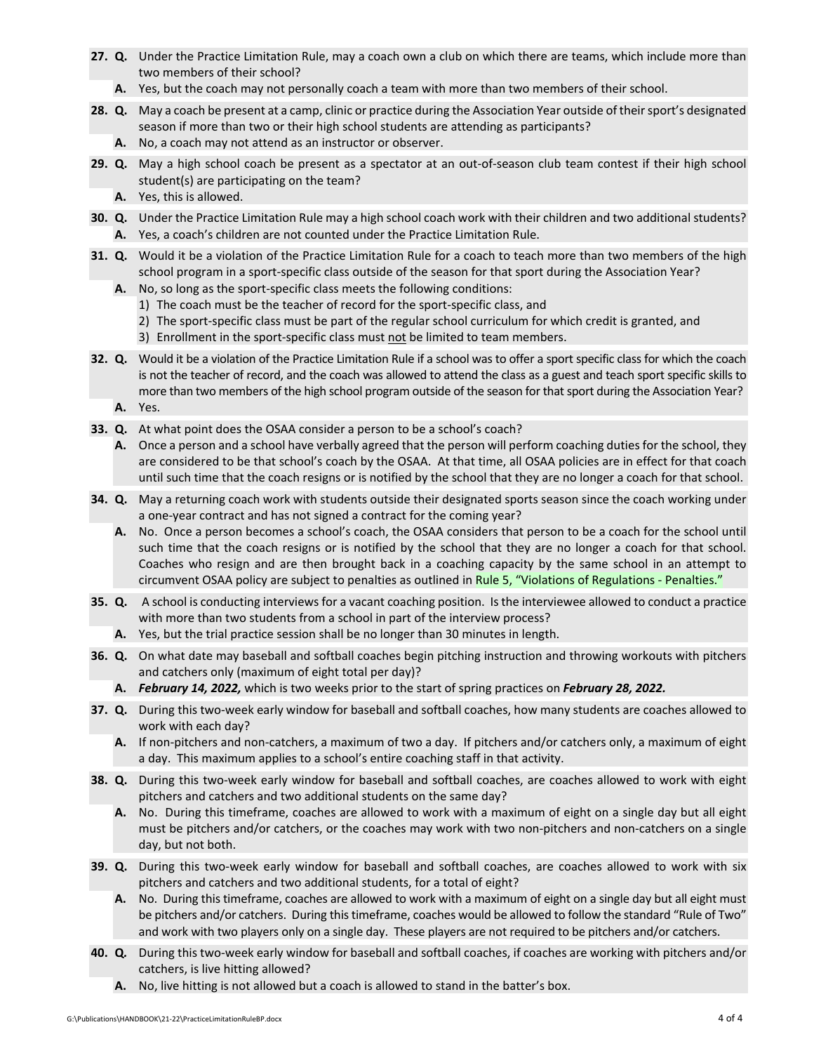**27. Q.** Under the Practice Limitation Rule, may a coach own a club on which there are teams, which include more than two members of their school?

**A.** Yes, but the coach may not personally coach a team with more than two members of their school.

**28. Q.** May a coach be present at a camp, clinic or practice during the Association Year outside of their sport's designated season if more than two or their high school students are attending as participants?

**A.** No, a coach may not attend as an instructor or observer.

**29. Q.** May a high school coach be present as a spectator at an out-of-season club team contest if their high school student(s) are participating on the team?

**A.** Yes, this is allowed.

**30. Q.** Under the Practice Limitation Rule may a high school coach work with their children and two additional students?

**A.** Yes, a coach's children are not counted under the Practice Limitation Rule.

**31. Q.** Would it be a violation of the Practice Limitation Rule for a coach to teach more than two members of the high school program in a sport-specific class outside of the season for that sport during the Association Year?

**A.** No, so long as the sport-specific class meets the following conditions:

1) The coach must be the teacher of record for the sport-specific class, and
2) The sport-specific class must be part of the regular school curriculum for which credit is granted, and
3) Enrollment in the sport-specific class must <u>not</u> be limited to team members.

**32. Q.** Would it be a violation of the Practice Limitation Rule if a school was to offer a sport specific class for which the coach is not the teacher of record, and the coach was allowed to attend the class as a guest and teach sport specific skills to more than two members of the high school program outside of the season for that sport during the Association Year?

**A.** Yes.

**33. Q.** At what point does the OSAA consider a person to be a school's coach?

**A.** Once a person and a school have verbally agreed that the person will perform coaching duties for the school, they are considered to be that school's coach by the OSAA. At that time, all OSAA policies are in effect for that coach until such time that the coach resigns or is notified by the school that they are no longer a coach for that school.

**34. Q.** May a returning coach work with students outside their designated sports season since the coach working under a one-year contract and has not signed a contract for the coming year?

**A.** No. Once a person becomes a school's coach, the OSAA considers that person to be a coach for the school until such time that the coach resigns or is notified by the school that they are no longer a coach for that school. Coaches who resign and are then brought back in a coaching capacity by the same school in an attempt to circumvent OSAA policy are subject to penalties as outlined in Rule 5, "Violations of Regulations - Penalties."

**35. Q.** A school is conducting interviews for a vacant coaching position. Is the interviewee allowed to conduct a practice with more than two students from a school in part of the interview process?

**A.** Yes, but the trial practice session shall be no longer than 30 minutes in length.

**36. Q.** On what date may baseball and softball coaches begin pitching instruction and throwing workouts with pitchers and catchers only (maximum of eight total per day)?

**A.** ***February 14, 2022,*** which is two weeks prior to the start of spring practices on ***February 28, 2022.***

**37. Q.** During this two-week early window for baseball and softball coaches, how many students are coaches allowed to work with each day?

**A.** If non-pitchers and non-catchers, a maximum of two a day. If pitchers and/or catchers only, a maximum of eight a day. This maximum applies to a school's entire coaching staff in that activity.

**38. Q.** During this two-week early window for baseball and softball coaches, are coaches allowed to work with eight pitchers and catchers and two additional students on the same day?

**A.** No. During this timeframe, coaches are allowed to work with a maximum of eight on a single day but all eight must be pitchers and/or catchers, or the coaches may work with two non-pitchers and non-catchers on a single day, but not both.

**39. Q.** During this two-week early window for baseball and softball coaches, are coaches allowed to work with six pitchers and catchers and two additional students, for a total of eight?

**A.** No. During this timeframe, coaches are allowed to work with a maximum of eight on a single day but all eight must be pitchers and/or catchers. During this timeframe, coaches would be allowed to follow the standard "Rule of Two" and work with two players only on a single day. These players are not required to be pitchers and/or catchers.

**40. Q.** During this two-week early window for baseball and softball coaches, if coaches are working with pitchers and/or catchers, is live hitting allowed?

**A.** No, live hitting is not allowed but a coach is allowed to stand in the batter's box.